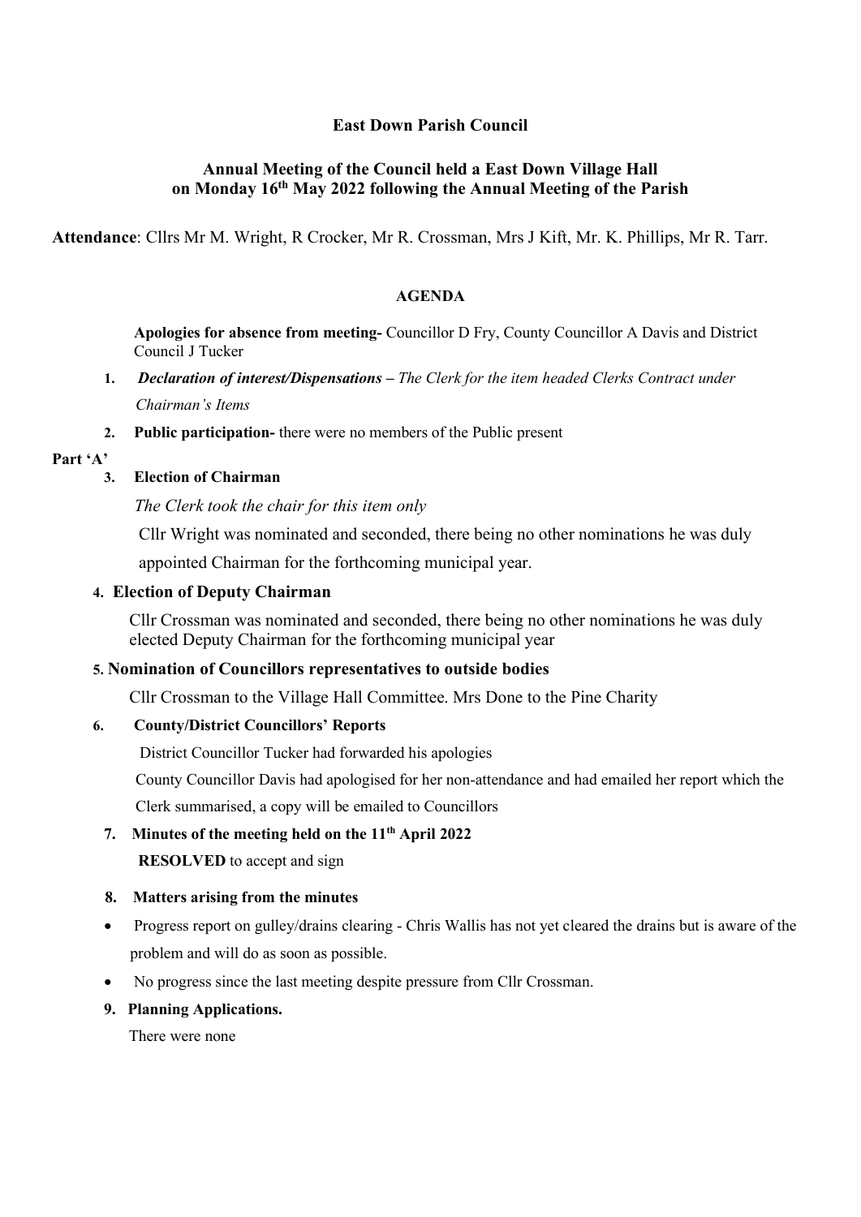# East Down Parish Council

## Annual Meeting of the Council held a East Down Village Hall on Monday 16th May 2022 following the Annual Meeting of the Parish

**Attendance**: Cllrs Mr M. Wright, R Crocker, Mr R. Crossman, Mrs J Kift, Mr. K. Phillips, Mr R. Tarr.

### AGENDA

**Apologies for absence from meeting-** Councillor D Fry, County Councillor A Davis and District Council J Tucker

1. ***Declaration of interest/Dispensations** – The Clerk for the item headed Clerks Contract under Chairman's Items*
2. **Public participation-** there were no members of the Public present

**Part 'A'**

3. **Election of Chairman**

   *The Clerk took the chair for this item only*

   Cllr Wright was nominated and seconded, there being no other nominations he was duly appointed Chairman for the forthcoming municipal year.

4. **Election of Deputy Chairman**

   Cllr Crossman was nominated and seconded, there being no other nominations he was duly elected Deputy Chairman for the forthcoming municipal year

5. **Nomination of Councillors representatives to outside bodies**

   Cllr Crossman to the Village Hall Committee. Mrs Done to the Pine Charity

6. **County/District Councillors' Reports**

   District Councillor Tucker had forwarded his apologies

   County Councillor Davis had apologised for her non-attendance and had emailed her report which the Clerk summarised, a copy will be emailed to Councillors

7. **Minutes of the meeting held on the 11th April 2022**

   **RESOLVED** to accept and sign

8. **Matters arising from the minutes**

   - Progress report on gulley/drains clearing - Chris Wallis has not yet cleared the drains but is aware of the problem and will do as soon as possible.
   - No progress since the last meeting despite pressure from Cllr Crossman.

9. **Planning Applications.**

   There were none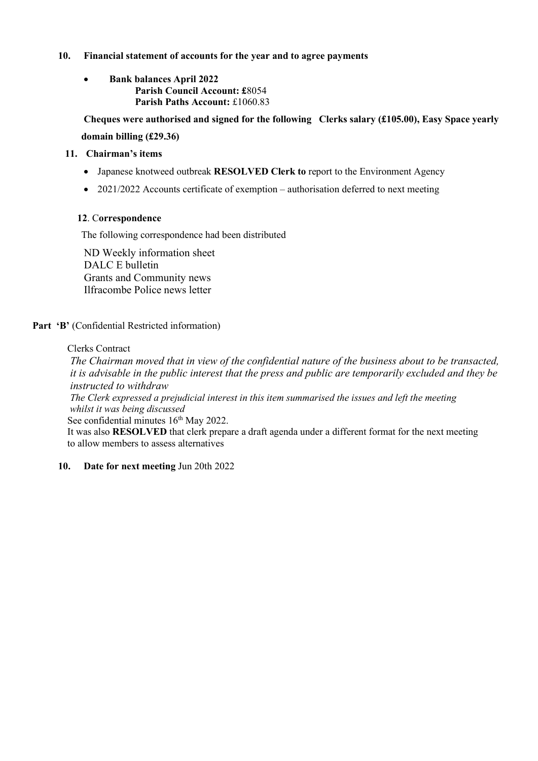**10. Financial statement of accounts for the year and to agree payments**

- **Bank balances April 2022**
  **Parish Council Account: £**8054
  **Parish Paths Account:** £1060.83

**Cheques were authorised and signed for the following Clerks salary (£105.00), Easy Space yearly domain billing (£29.36)**

**11. Chairman's items**

- Japanese knotweed outbreak **RESOLVED Clerk to** report to the Environment Agency
- 2021/2022 Accounts certificate of exemption – authorisation deferred to next meeting

**12**. C**orrespondence**

The following correspondence had been distributed

ND Weekly information sheet
DALC E bulletin
Grants and Community news
Ilfracombe Police news letter

**Part 'B'** (Confidential Restricted information)

Clerks Contract

*The Chairman moved that in view of the confidential nature of the business about to be transacted, it is advisable in the public interest that the press and public are temporarily excluded and they be instructed to withdraw*

*The Clerk expressed a prejudicial interest in this item summarised the issues and left the meeting whilst it was being discussed*

See confidential minutes 16th May 2022.

It was also **RESOLVED** that clerk prepare a draft agenda under a different format for the next meeting to allow members to assess alternatives

**10. Date for next meeting** Jun 20th 2022